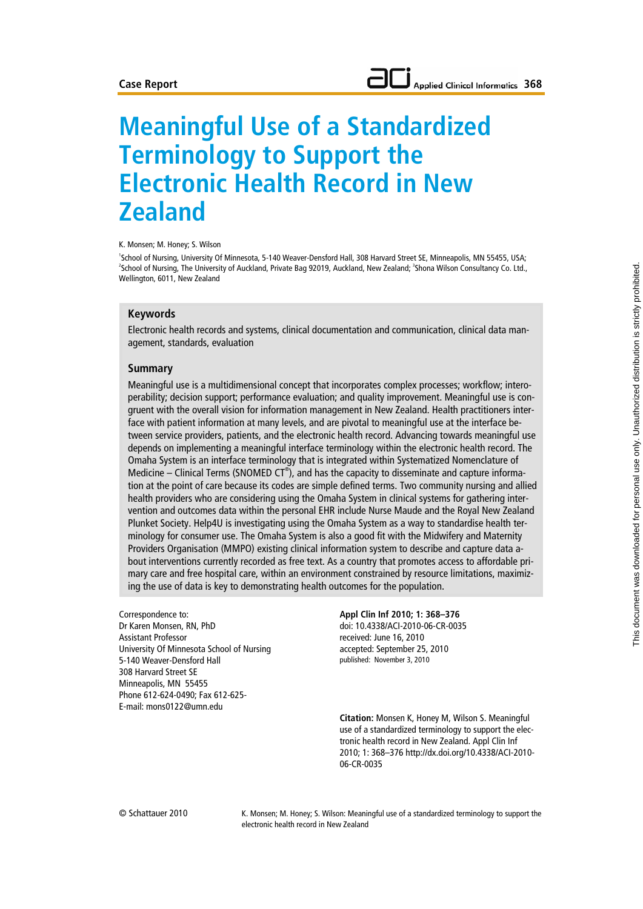Case Report

# Meaningful Use of a Standardized Terminology to Support the Electronic Health Record in New Zealand

K. Monsen; M. Honey; S. Wilson

[1]School of Nursing, University Of Minnesota, 5-140 Weaver-Densford Hall, 308 Harvard Street SE, Minneapolis, MN 55455, USA; [2]School of Nursing, The University of Auckland, Private Bag 92019, Auckland, New Zealand; [3]Shona Wilson Consultancy Co. Ltd., Wellington, 6011, New Zealand

## Keywords

Electronic health records and systems, clinical documentation and communication, clinical data management, standards, evaluation

## Summary

Meaningful use is a multidimensional concept that incorporates complex processes; workflow; interoperability; decision support; performance evaluation; and quality improvement. Meaningful use is congruent with the overall vision for information management in New Zealand. Health practitioners interface with patient information at many levels, and are pivotal to meaningful use at the interface between service providers, patients, and the electronic health record. Advancing towards meaningful use depends on implementing a meaningful interface terminology within the electronic health record. The Omaha System is an interface terminology that is integrated within Systematized Nomenclature of Medicine – Clinical Terms (SNOMED CT®), and has the capacity to disseminate and capture information at the point of care because its codes are simple defined terms. Two community nursing and allied health providers who are considering using the Omaha System in clinical systems for gathering intervention and outcomes data within the personal EHR include Nurse Maude and the Royal New Zealand Plunket Society. Help4U is investigating using the Omaha System as a way to standardise health terminology for consumer use. The Omaha System is also a good fit with the Midwifery and Maternity Providers Organisation (MMPO) existing clinical information system to describe and capture data about interventions currently recorded as free text. As a country that promotes access to affordable primary care and free hospital care, within an environment constrained by resource limitations, maximizing the use of data is key to demonstrating health outcomes for the population.

Correspondence to:
Dr Karen Monsen, RN, PhD
Assistant Professor
University Of Minnesota School of Nursing
5-140 Weaver-Densford Hall
308 Harvard Street SE
Minneapolis, MN 55455
Phone 612-624-0490; Fax 612-625-
E-mail: mons0122@umn.edu

**Appl Clin Inf 2010; 1: 368–376**
doi: 10.4338/ACI-2010-06-CR-0035
received: June 16, 2010
accepted: September 25, 2010
published: November 3, 2010

**Citation:** Monsen K, Honey M, Wilson S. Meaningful use of a standardized terminology to support the electronic health record in New Zealand. Appl Clin Inf 2010; 1: 368–376 http://dx.doi.org/10.4338/ACI-2010-06-CR-0035

© Schattauer 2010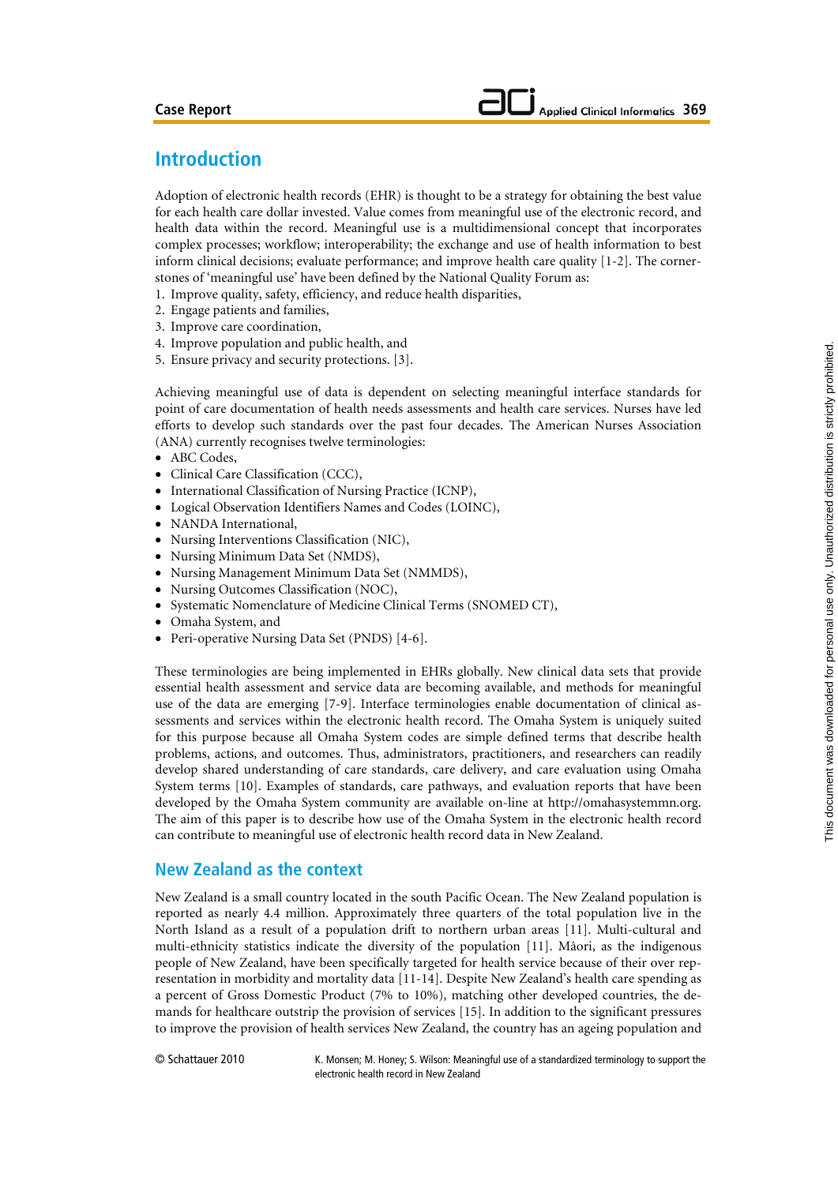## Introduction

Adoption of electronic health records (EHR) is thought to be a strategy for obtaining the best value for each health care dollar invested. Value comes from meaningful use of the electronic record, and health data within the record. Meaningful use is a multidimensional concept that incorporates complex processes; workflow; interoperability; the exchange and use of health information to best inform clinical decisions; evaluate performance; and improve health care quality [1-2]. The cornerstones of 'meaningful use' have been defined by the National Quality Forum as:

1. Improve quality, safety, efficiency, and reduce health disparities,
2. Engage patients and families,
3. Improve care coordination,
4. Improve population and public health, and
5. Ensure privacy and security protections. [3].

Achieving meaningful use of data is dependent on selecting meaningful interface standards for point of care documentation of health needs assessments and health care services. Nurses have led efforts to develop such standards over the past four decades. The American Nurses Association (ANA) currently recognises twelve terminologies:

- ABC Codes,
- Clinical Care Classification (CCC),
- International Classification of Nursing Practice (ICNP),
- Logical Observation Identifiers Names and Codes (LOINC),
- NANDA International,
- Nursing Interventions Classification (NIC),
- Nursing Minimum Data Set (NMDS),
- Nursing Management Minimum Data Set (NMMDS),
- Nursing Outcomes Classification (NOC),
- Systematic Nomenclature of Medicine Clinical Terms (SNOMED CT),
- Omaha System, and
- Peri-operative Nursing Data Set (PNDS) [4-6].

These terminologies are being implemented in EHRs globally. New clinical data sets that provide essential health assessment and service data are becoming available, and methods for meaningful use of the data are emerging [7-9]. Interface terminologies enable documentation of clinical assessments and services within the electronic health record. The Omaha System is uniquely suited for this purpose because all Omaha System codes are simple defined terms that describe health problems, actions, and outcomes. Thus, administrators, practitioners, and researchers can readily develop shared understanding of care standards, care delivery, and care evaluation using Omaha System terms [10]. Examples of standards, care pathways, and evaluation reports that have been developed by the Omaha System community are available on-line at http://omahasystemmn.org. The aim of this paper is to describe how use of the Omaha System in the electronic health record can contribute to meaningful use of electronic health record data in New Zealand.

## New Zealand as the context

New Zealand is a small country located in the south Pacific Ocean. The New Zealand population is reported as nearly 4.4 million. Approximately three quarters of the total population live in the North Island as a result of a population drift to northern urban areas [11]. Multi-cultural and multi-ethnicity statistics indicate the diversity of the population [11]. Mâori, as the indigenous people of New Zealand, have been specifically targeted for health service because of their over representation in morbidity and mortality data [11-14]. Despite New Zealand's health care spending as a percent of Gross Domestic Product (7% to 10%), matching other developed countries, the demands for healthcare outstrip the provision of services [15]. In addition to the significant pressures to improve the provision of health services New Zealand, the country has an ageing population and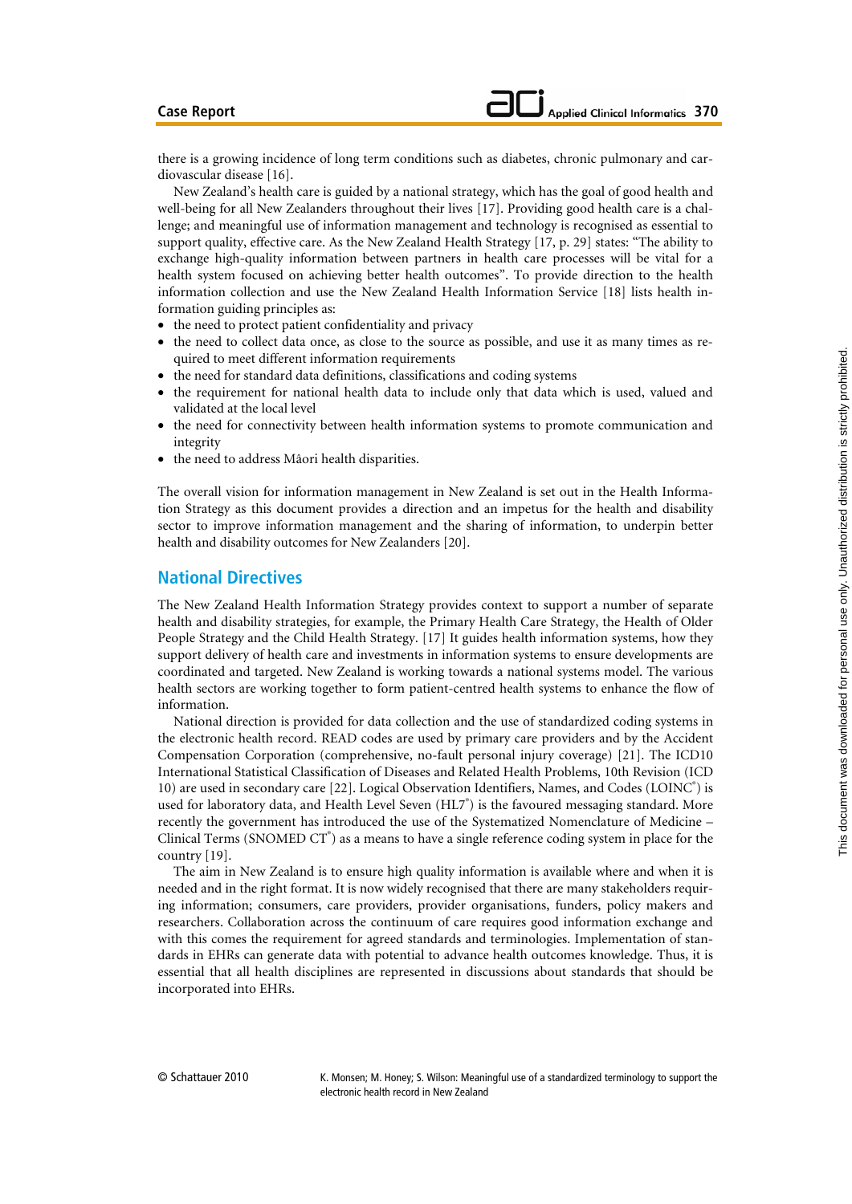there is a growing incidence of long term conditions such as diabetes, chronic pulmonary and cardiovascular disease [16].

New Zealand's health care is guided by a national strategy, which has the goal of good health and well-being for all New Zealanders throughout their lives [17]. Providing good health care is a challenge; and meaningful use of information management and technology is recognised as essential to support quality, effective care. As the New Zealand Health Strategy [17, p. 29] states: "The ability to exchange high-quality information between partners in health care processes will be vital for a health system focused on achieving better health outcomes". To provide direction to the health information collection and use the New Zealand Health Information Service [18] lists health information guiding principles as:

- the need to protect patient confidentiality and privacy
- the need to collect data once, as close to the source as possible, and use it as many times as required to meet different information requirements
- the need for standard data definitions, classifications and coding systems
- the requirement for national health data to include only that data which is used, valued and validated at the local level
- the need for connectivity between health information systems to promote communication and integrity
- the need to address Måori health disparities.

The overall vision for information management in New Zealand is set out in the Health Information Strategy as this document provides a direction and an impetus for the health and disability sector to improve information management and the sharing of information, to underpin better health and disability outcomes for New Zealanders [20].

## National Directives

The New Zealand Health Information Strategy provides context to support a number of separate health and disability strategies, for example, the Primary Health Care Strategy, the Health of Older People Strategy and the Child Health Strategy. [17] It guides health information systems, how they support delivery of health care and investments in information systems to ensure developments are coordinated and targeted. New Zealand is working towards a national systems model. The various health sectors are working together to form patient-centred health systems to enhance the flow of information.

National direction is provided for data collection and the use of standardized coding systems in the electronic health record. READ codes are used by primary care providers and by the Accident Compensation Corporation (comprehensive, no-fault personal injury coverage) [21]. The ICD10 International Statistical Classification of Diseases and Related Health Problems, 10th Revision (ICD 10) are used in secondary care [22]. Logical Observation Identifiers, Names, and Codes (LOINC®) is used for laboratory data, and Health Level Seven (HL7®) is the favoured messaging standard. More recently the government has introduced the use of the Systematized Nomenclature of Medicine – Clinical Terms (SNOMED CT®) as a means to have a single reference coding system in place for the country [19].

The aim in New Zealand is to ensure high quality information is available where and when it is needed and in the right format. It is now widely recognised that there are many stakeholders requiring information; consumers, care providers, provider organisations, funders, policy makers and researchers. Collaboration across the continuum of care requires good information exchange and with this comes the requirement for agreed standards and terminologies. Implementation of standards in EHRs can generate data with potential to advance health outcomes knowledge. Thus, it is essential that all health disciplines are represented in discussions about standards that should be incorporated into EHRs.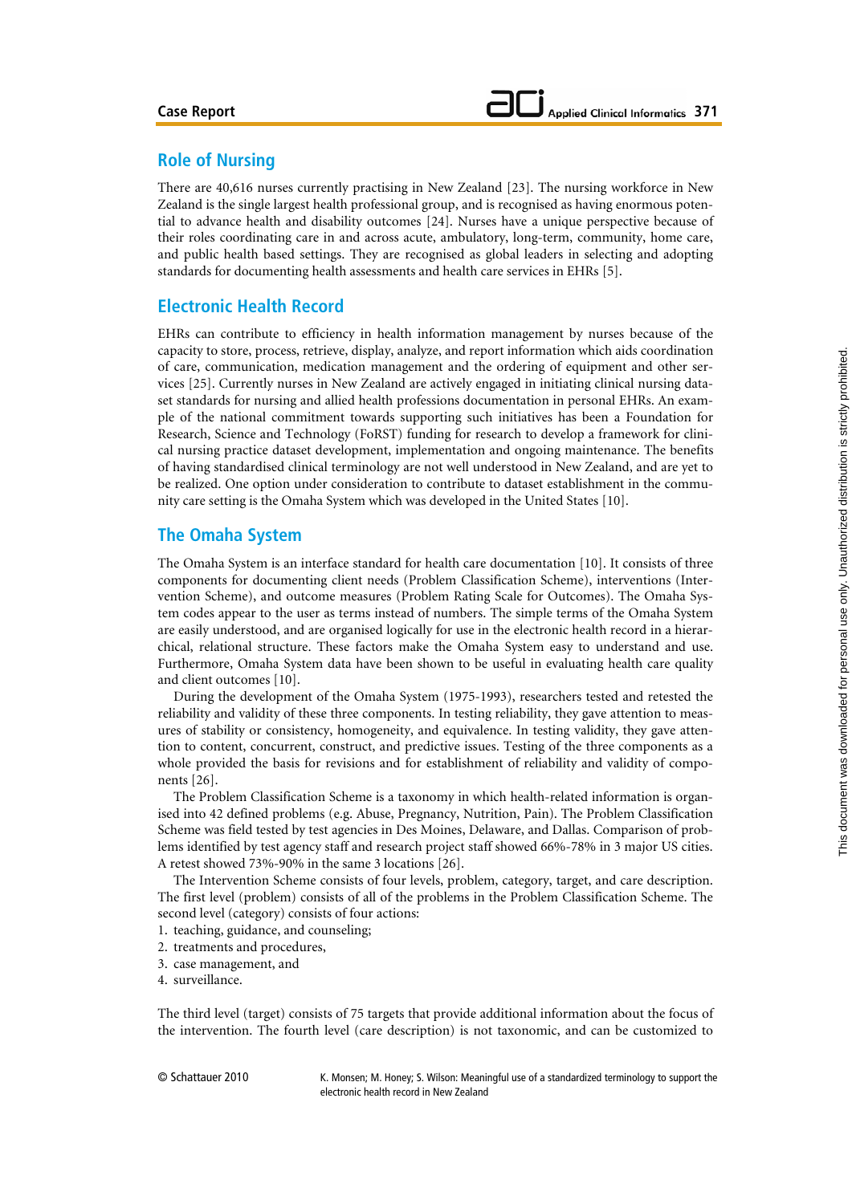## Role of Nursing

There are 40,616 nurses currently practising in New Zealand [23]. The nursing workforce in New Zealand is the single largest health professional group, and is recognised as having enormous potential to advance health and disability outcomes [24]. Nurses have a unique perspective because of their roles coordinating care in and across acute, ambulatory, long-term, community, home care, and public health based settings. They are recognised as global leaders in selecting and adopting standards for documenting health assessments and health care services in EHRs [5].

## Electronic Health Record

EHRs can contribute to efficiency in health information management by nurses because of the capacity to store, process, retrieve, display, analyze, and report information which aids coordination of care, communication, medication management and the ordering of equipment and other services [25]. Currently nurses in New Zealand are actively engaged in initiating clinical nursing dataset standards for nursing and allied health professions documentation in personal EHRs. An example of the national commitment towards supporting such initiatives has been a Foundation for Research, Science and Technology (FoRST) funding for research to develop a framework for clinical nursing practice dataset development, implementation and ongoing maintenance. The benefits of having standardised clinical terminology are not well understood in New Zealand, and are yet to be realized. One option under consideration to contribute to dataset establishment in the community care setting is the Omaha System which was developed in the United States [10].

## The Omaha System

The Omaha System is an interface standard for health care documentation [10]. It consists of three components for documenting client needs (Problem Classification Scheme), interventions (Intervention Scheme), and outcome measures (Problem Rating Scale for Outcomes). The Omaha System codes appear to the user as terms instead of numbers. The simple terms of the Omaha System are easily understood, and are organised logically for use in the electronic health record in a hierarchical, relational structure. These factors make the Omaha System easy to understand and use. Furthermore, Omaha System data have been shown to be useful in evaluating health care quality and client outcomes [10].

During the development of the Omaha System (1975-1993), researchers tested and retested the reliability and validity of these three components. In testing reliability, they gave attention to measures of stability or consistency, homogeneity, and equivalence. In testing validity, they gave attention to content, concurrent, construct, and predictive issues. Testing of the three components as a whole provided the basis for revisions and for establishment of reliability and validity of components [26].

The Problem Classification Scheme is a taxonomy in which health-related information is organised into 42 defined problems (e.g. Abuse, Pregnancy, Nutrition, Pain). The Problem Classification Scheme was field tested by test agencies in Des Moines, Delaware, and Dallas. Comparison of problems identified by test agency staff and research project staff showed 66%-78% in 3 major US cities. A retest showed 73%-90% in the same 3 locations [26].

The Intervention Scheme consists of four levels, problem, category, target, and care description. The first level (problem) consists of all of the problems in the Problem Classification Scheme. The second level (category) consists of four actions:

1. teaching, guidance, and counseling;
2. treatments and procedures,
3. case management, and
4. surveillance.

The third level (target) consists of 75 targets that provide additional information about the focus of the intervention. The fourth level (care description) is not taxonomic, and can be customized to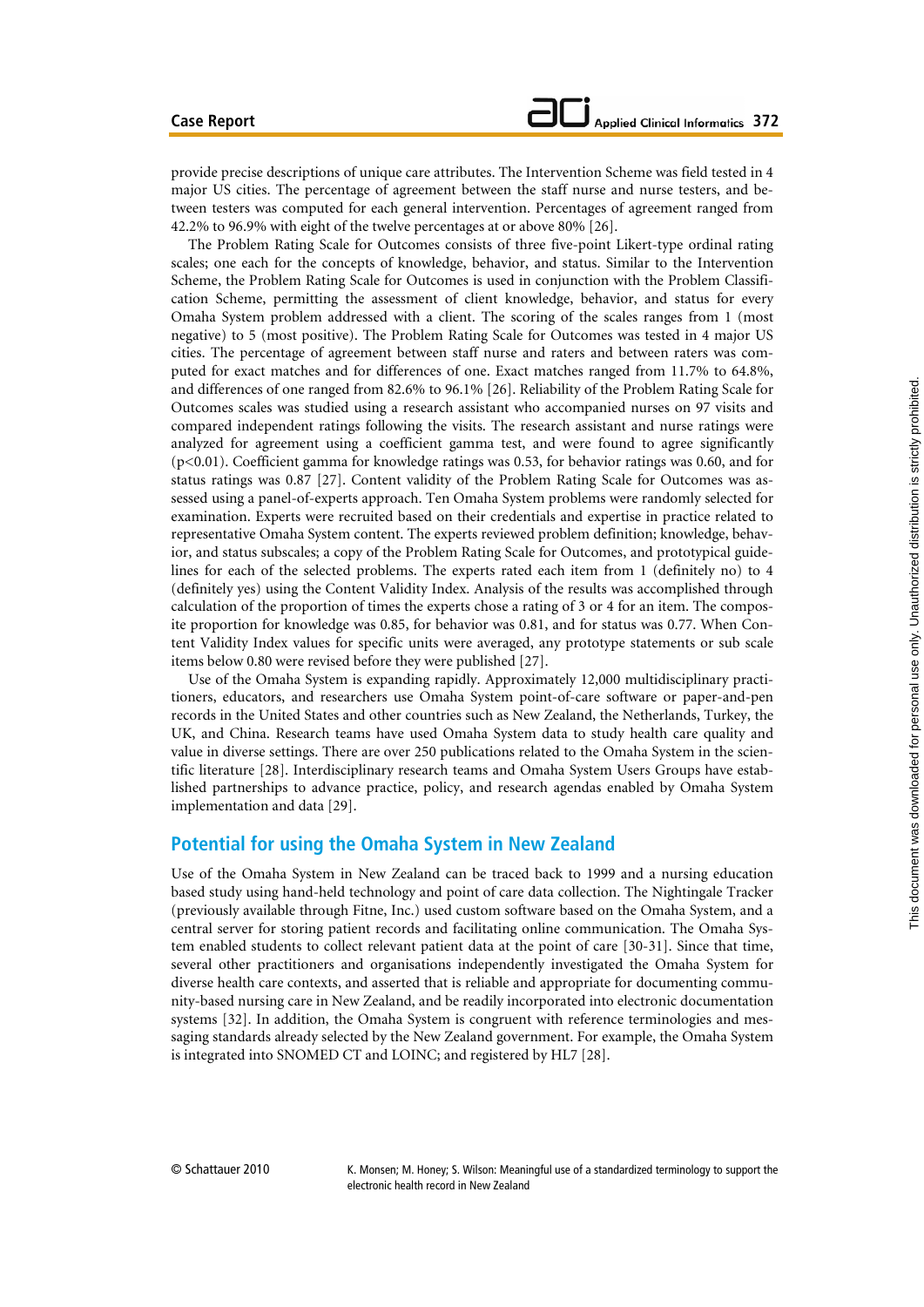provide precise descriptions of unique care attributes. The Intervention Scheme was field tested in 4 major US cities. The percentage of agreement between the staff nurse and nurse testers, and between testers was computed for each general intervention. Percentages of agreement ranged from 42.2% to 96.9% with eight of the twelve percentages at or above 80% [26].

The Problem Rating Scale for Outcomes consists of three five-point Likert-type ordinal rating scales; one each for the concepts of knowledge, behavior, and status. Similar to the Intervention Scheme, the Problem Rating Scale for Outcomes is used in conjunction with the Problem Classification Scheme, permitting the assessment of client knowledge, behavior, and status for every Omaha System problem addressed with a client. The scoring of the scales ranges from 1 (most negative) to 5 (most positive). The Problem Rating Scale for Outcomes was tested in 4 major US cities. The percentage of agreement between staff nurse and raters and between raters was computed for exact matches and for differences of one. Exact matches ranged from 11.7% to 64.8%, and differences of one ranged from 82.6% to 96.1% [26]. Reliability of the Problem Rating Scale for Outcomes scales was studied using a research assistant who accompanied nurses on 97 visits and compared independent ratings following the visits. The research assistant and nurse ratings were analyzed for agreement using a coefficient gamma test, and were found to agree significantly ($p<0.01$). Coefficient gamma for knowledge ratings was 0.53, for behavior ratings was 0.60, and for status ratings was 0.87 [27]. Content validity of the Problem Rating Scale for Outcomes was assessed using a panel-of-experts approach. Ten Omaha System problems were randomly selected for examination. Experts were recruited based on their credentials and expertise in practice related to representative Omaha System content. The experts reviewed problem definition; knowledge, behavior, and status subscales; a copy of the Problem Rating Scale for Outcomes, and prototypical guidelines for each of the selected problems. The experts rated each item from 1 (definitely no) to 4 (definitely yes) using the Content Validity Index. Analysis of the results was accomplished through calculation of the proportion of times the experts chose a rating of 3 or 4 for an item. The composite proportion for knowledge was 0.85, for behavior was 0.81, and for status was 0.77. When Content Validity Index values for specific units were averaged, any prototype statements or sub scale items below 0.80 were revised before they were published [27].

Use of the Omaha System is expanding rapidly. Approximately 12,000 multidisciplinary practitioners, educators, and researchers use Omaha System point-of-care software or paper-and-pen records in the United States and other countries such as New Zealand, the Netherlands, Turkey, the UK, and China. Research teams have used Omaha System data to study health care quality and value in diverse settings. There are over 250 publications related to the Omaha System in the scientific literature [28]. Interdisciplinary research teams and Omaha System Users Groups have established partnerships to advance practice, policy, and research agendas enabled by Omaha System implementation and data [29].

## Potential for using the Omaha System in New Zealand

Use of the Omaha System in New Zealand can be traced back to 1999 and a nursing education based study using hand-held technology and point of care data collection. The Nightingale Tracker (previously available through Fitne, Inc.) used custom software based on the Omaha System, and a central server for storing patient records and facilitating online communication. The Omaha System enabled students to collect relevant patient data at the point of care [30-31]. Since that time, several other practitioners and organisations independently investigated the Omaha System for diverse health care contexts, and asserted that is reliable and appropriate for documenting community-based nursing care in New Zealand, and be readily incorporated into electronic documentation systems [32]. In addition, the Omaha System is congruent with reference terminologies and messaging standards already selected by the New Zealand government. For example, the Omaha System is integrated into SNOMED CT and LOINC; and registered by HL7 [28].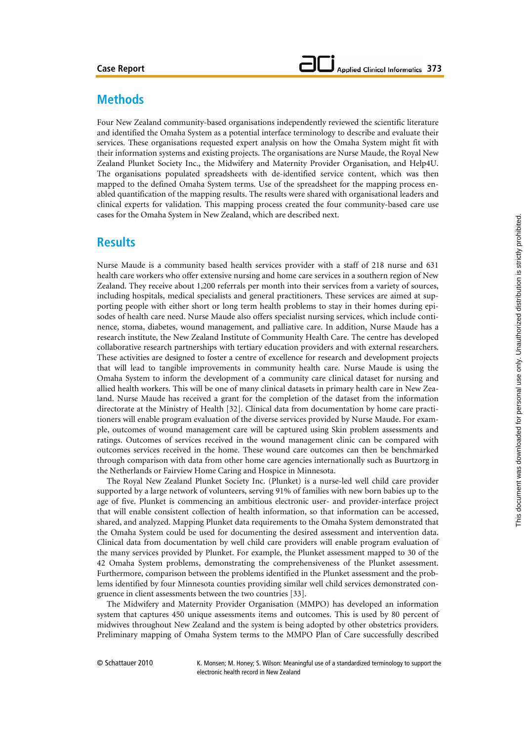## Methods

Four New Zealand community-based organisations independently reviewed the scientific literature and identified the Omaha System as a potential interface terminology to describe and evaluate their services. These organisations requested expert analysis on how the Omaha System might fit with their information systems and existing projects. The organisations are Nurse Maude, the Royal New Zealand Plunket Society Inc., the Midwifery and Maternity Provider Organisation, and Help4U. The organisations populated spreadsheets with de-identified service content, which was then mapped to the defined Omaha System terms. Use of the spreadsheet for the mapping process enabled quantification of the mapping results. The results were shared with organisational leaders and clinical experts for validation. This mapping process created the four community-based care use cases for the Omaha System in New Zealand, which are described next.

## Results

Nurse Maude is a community based health services provider with a staff of 218 nurse and 631 health care workers who offer extensive nursing and home care services in a southern region of New Zealand. They receive about 1,200 referrals per month into their services from a variety of sources, including hospitals, medical specialists and general practitioners. These services are aimed at supporting people with either short or long term health problems to stay in their homes during episodes of health care need. Nurse Maude also offers specialist nursing services, which include continence, stoma, diabetes, wound management, and palliative care. In addition, Nurse Maude has a research institute, the New Zealand Institute of Community Health Care. The centre has developed collaborative research partnerships with tertiary education providers and with external researchers. These activities are designed to foster a centre of excellence for research and development projects that will lead to tangible improvements in community health care. Nurse Maude is using the Omaha System to inform the development of a community care clinical dataset for nursing and allied health workers. This will be one of many clinical datasets in primary health care in New Zealand. Nurse Maude has received a grant for the completion of the dataset from the information directorate at the Ministry of Health [32]. Clinical data from documentation by home care practitioners will enable program evaluation of the diverse services provided by Nurse Maude. For example, outcomes of wound management care will be captured using Skin problem assessments and ratings. Outcomes of services received in the wound management clinic can be compared with outcomes services received in the home. These wound care outcomes can then be benchmarked through comparison with data from other home care agencies internationally such as Buurtzorg in the Netherlands or Fairview Home Caring and Hospice in Minnesota.

The Royal New Zealand Plunket Society Inc. (Plunket) is a nurse-led well child care provider supported by a large network of volunteers, serving 91% of families with new born babies up to the age of five. Plunket is commencing an ambitious electronic user- and provider-interface project that will enable consistent collection of health information, so that information can be accessed, shared, and analyzed. Mapping Plunket data requirements to the Omaha System demonstrated that the Omaha System could be used for documenting the desired assessment and intervention data. Clinical data from documentation by well child care providers will enable program evaluation of the many services provided by Plunket. For example, the Plunket assessment mapped to 30 of the 42 Omaha System problems, demonstrating the comprehensiveness of the Plunket assessment. Furthermore, comparison between the problems identified in the Plunket assessment and the problems identified by four Minnesota counties providing similar well child services demonstrated congruence in client assessments between the two countries [33].

The Midwifery and Maternity Provider Organisation (MMPO) has developed an information system that captures 450 unique assessments items and outcomes. This is used by 80 percent of midwives throughout New Zealand and the system is being adopted by other obstetrics providers. Preliminary mapping of Omaha System terms to the MMPO Plan of Care successfully described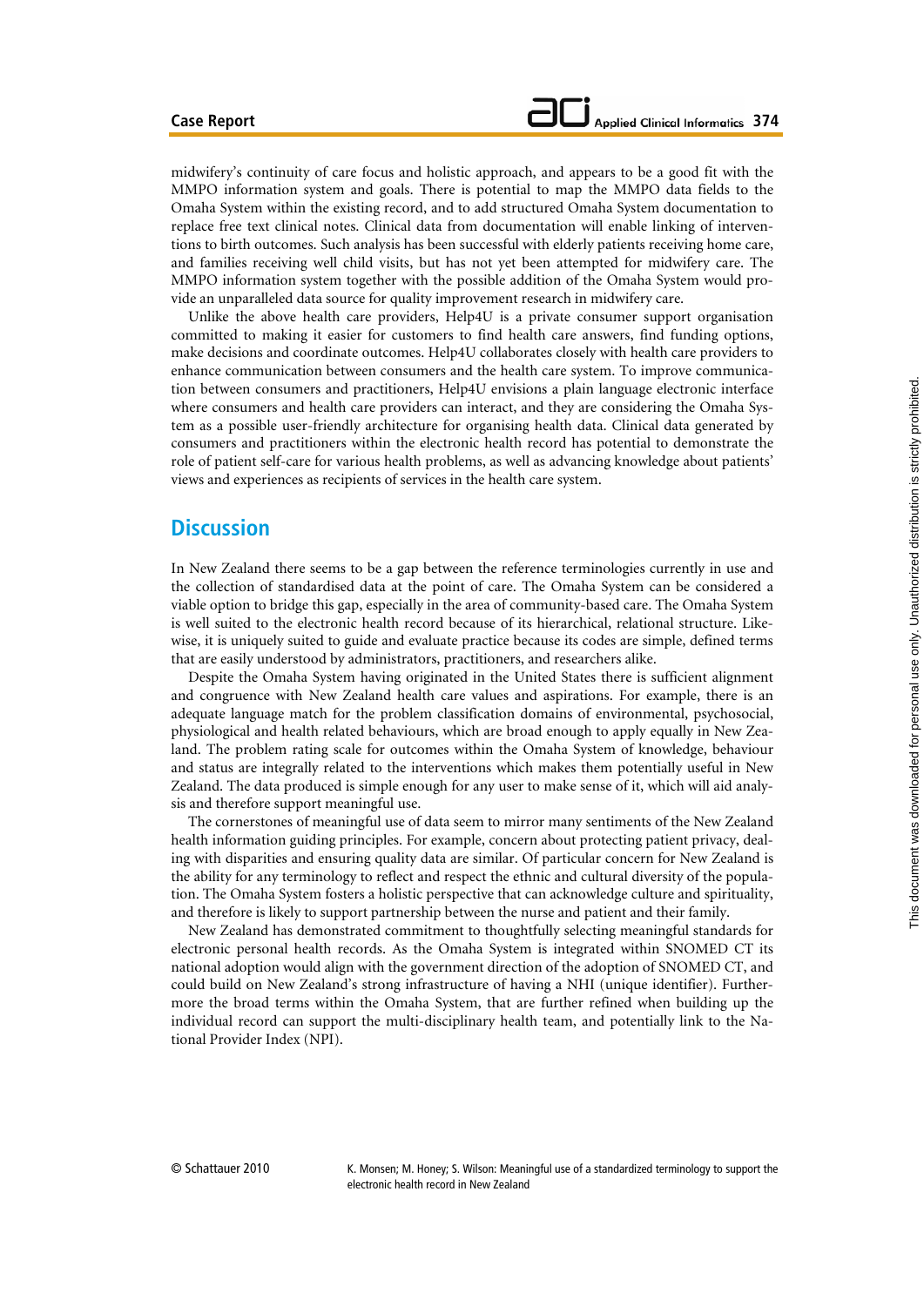midwifery's continuity of care focus and holistic approach, and appears to be a good fit with the MMPO information system and goals. There is potential to map the MMPO data fields to the Omaha System within the existing record, and to add structured Omaha System documentation to replace free text clinical notes. Clinical data from documentation will enable linking of interventions to birth outcomes. Such analysis has been successful with elderly patients receiving home care, and families receiving well child visits, but has not yet been attempted for midwifery care. The MMPO information system together with the possible addition of the Omaha System would provide an unparalleled data source for quality improvement research in midwifery care.

Unlike the above health care providers, Help4U is a private consumer support organisation committed to making it easier for customers to find health care answers, find funding options, make decisions and coordinate outcomes. Help4U collaborates closely with health care providers to enhance communication between consumers and the health care system. To improve communication between consumers and practitioners, Help4U envisions a plain language electronic interface where consumers and health care providers can interact, and they are considering the Omaha System as a possible user-friendly architecture for organising health data. Clinical data generated by consumers and practitioners within the electronic health record has potential to demonstrate the role of patient self-care for various health problems, as well as advancing knowledge about patients' views and experiences as recipients of services in the health care system.

## Discussion

In New Zealand there seems to be a gap between the reference terminologies currently in use and the collection of standardised data at the point of care. The Omaha System can be considered a viable option to bridge this gap, especially in the area of community-based care. The Omaha System is well suited to the electronic health record because of its hierarchical, relational structure. Likewise, it is uniquely suited to guide and evaluate practice because its codes are simple, defined terms that are easily understood by administrators, practitioners, and researchers alike.

Despite the Omaha System having originated in the United States there is sufficient alignment and congruence with New Zealand health care values and aspirations. For example, there is an adequate language match for the problem classification domains of environmental, psychosocial, physiological and health related behaviours, which are broad enough to apply equally in New Zealand. The problem rating scale for outcomes within the Omaha System of knowledge, behaviour and status are integrally related to the interventions which makes them potentially useful in New Zealand. The data produced is simple enough for any user to make sense of it, which will aid analysis and therefore support meaningful use.

The cornerstones of meaningful use of data seem to mirror many sentiments of the New Zealand health information guiding principles. For example, concern about protecting patient privacy, dealing with disparities and ensuring quality data are similar. Of particular concern for New Zealand is the ability for any terminology to reflect and respect the ethnic and cultural diversity of the population. The Omaha System fosters a holistic perspective that can acknowledge culture and spirituality, and therefore is likely to support partnership between the nurse and patient and their family.

New Zealand has demonstrated commitment to thoughtfully selecting meaningful standards for electronic personal health records. As the Omaha System is integrated within SNOMED CT its national adoption would align with the government direction of the adoption of SNOMED CT, and could build on New Zealand's strong infrastructure of having a NHI (unique identifier). Furthermore the broad terms within the Omaha System, that are further refined when building up the individual record can support the multi-disciplinary health team, and potentially link to the National Provider Index (NPI).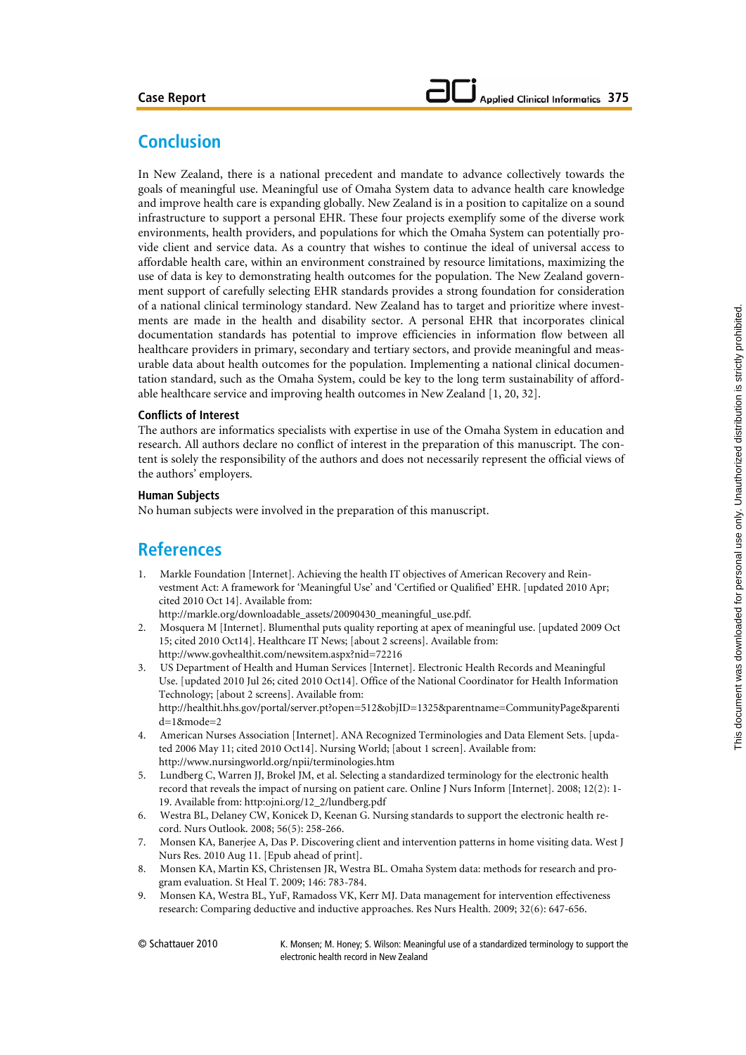## Conclusion

In New Zealand, there is a national precedent and mandate to advance collectively towards the goals of meaningful use. Meaningful use of Omaha System data to advance health care knowledge and improve health care is expanding globally. New Zealand is in a position to capitalize on a sound infrastructure to support a personal EHR. These four projects exemplify some of the diverse work environments, health providers, and populations for which the Omaha System can potentially provide client and service data. As a country that wishes to continue the ideal of universal access to affordable health care, within an environment constrained by resource limitations, maximizing the use of data is key to demonstrating health outcomes for the population. The New Zealand government support of carefully selecting EHR standards provides a strong foundation for consideration of a national clinical terminology standard. New Zealand has to target and prioritize where investments are made in the health and disability sector. A personal EHR that incorporates clinical documentation standards has potential to improve efficiencies in information flow between all healthcare providers in primary, secondary and tertiary sectors, and provide meaningful and measurable data about health outcomes for the population. Implementing a national clinical documentation standard, such as the Omaha System, could be key to the long term sustainability of affordable healthcare service and improving health outcomes in New Zealand [1, 20, 32].

### Conflicts of Interest

The authors are informatics specialists with expertise in use of the Omaha System in education and research. All authors declare no conflict of interest in the preparation of this manuscript. The content is solely the responsibility of the authors and does not necessarily represent the official views of the authors' employers.

### Human Subjects

No human subjects were involved in the preparation of this manuscript.

## References

1. Markle Foundation [Internet]. Achieving the health IT objectives of American Recovery and Reinvestment Act: A framework for 'Meaningful Use' and 'Certified or Qualified' EHR. [updated 2010 Apr; cited 2010 Oct 14]. Available from: http://markle.org/downloadable_assets/20090430_meaningful_use.pdf.
2. Mosquera M [Internet]. Blumenthal puts quality reporting at apex of meaningful use. [updated 2009 Oct 15; cited 2010 Oct14]. Healthcare IT News; [about 2 screens]. Available from: http://www.govhealthit.com/newsitem.aspx?nid=72216
3. US Department of Health and Human Services [Internet]. Electronic Health Records and Meaningful Use. [updated 2010 Jul 26; cited 2010 Oct14]. Office of the National Coordinator for Health Information Technology; [about 2 screens]. Available from: http://healthit.hhs.gov/portal/server.pt?open=512&objID=1325&parentname=CommunityPage&parentid=1&mode=2
4. American Nurses Association [Internet]. ANA Recognized Terminologies and Data Element Sets. [updated 2006 May 11; cited 2010 Oct14]. Nursing World; [about 1 screen]. Available from: http://www.nursingworld.org/npii/terminologies.htm
5. Lundberg C, Warren JJ, Brokel JM, et al. Selecting a standardized terminology for the electronic health record that reveals the impact of nursing on patient care. Online J Nurs Inform [Internet]. 2008; 12(2): 1-19. Available from: http:ojni.org/12_2/lundberg.pdf
6. Westra BL, Delaney CW, Konicek D, Keenan G. Nursing standards to support the electronic health record. Nurs Outlook. 2008; 56(5): 258-266.
7. Monsen KA, Banerjee A, Das P. Discovering client and intervention patterns in home visiting data. West J Nurs Res. 2010 Aug 11. [Epub ahead of print].
8. Monsen KA, Martin KS, Christensen JR, Westra BL. Omaha System data: methods for research and program evaluation. St Heal T. 2009; 146: 783-784.
9. Monsen KA, Westra BL, YuF, Ramadoss VK, Kerr MJ. Data management for intervention effectiveness research: Comparing deductive and inductive approaches. Res Nurs Health. 2009; 32(6): 647-656.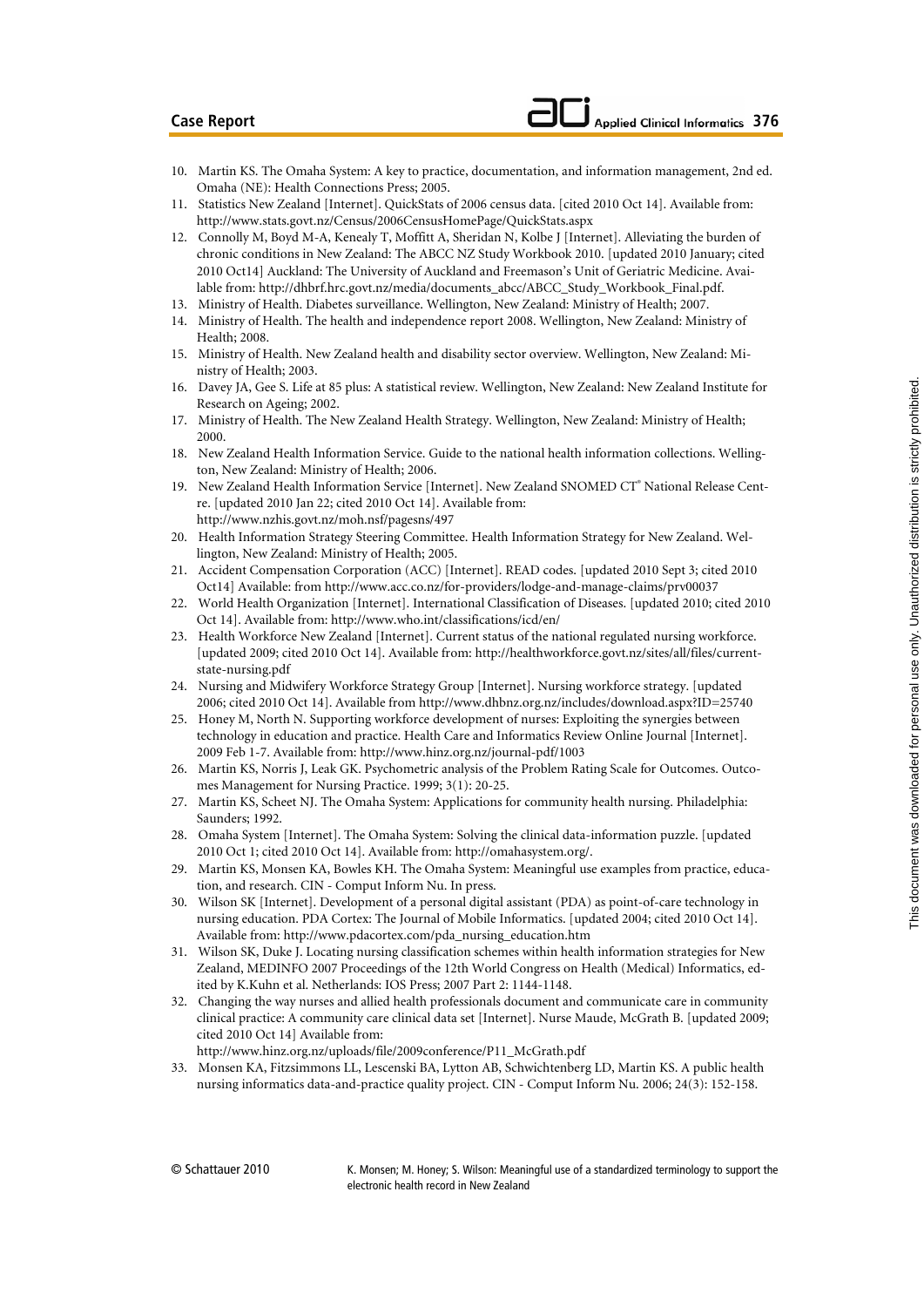10. Martin KS. The Omaha System: A key to practice, documentation, and information management, 2nd ed. Omaha (NE): Health Connections Press; 2005.
11. Statistics New Zealand [Internet]. QuickStats of 2006 census data. [cited 2010 Oct 14]. Available from: http://www.stats.govt.nz/Census/2006CensusHomePage/QuickStats.aspx
12. Connolly M, Boyd M-A, Kenealy T, Moffitt A, Sheridan N, Kolbe J [Internet]. Alleviating the burden of chronic conditions in New Zealand: The ABCC NZ Study Workbook 2010. [updated 2010 January; cited 2010 Oct14] Auckland: The University of Auckland and Freemason's Unit of Geriatric Medicine. Available from: http://dhbrf.hrc.govt.nz/media/documents_abcc/ABCC_Study_Workbook_Final.pdf.
13. Ministry of Health. Diabetes surveillance. Wellington, New Zealand: Ministry of Health; 2007.
14. Ministry of Health. The health and independence report 2008. Wellington, New Zealand: Ministry of Health; 2008.
15. Ministry of Health. New Zealand health and disability sector overview. Wellington, New Zealand: Ministry of Health; 2003.
16. Davey JA, Gee S. Life at 85 plus: A statistical review. Wellington, New Zealand: New Zealand Institute for Research on Ageing; 2002.
17. Ministry of Health. The New Zealand Health Strategy. Wellington, New Zealand: Ministry of Health; 2000.
18. New Zealand Health Information Service. Guide to the national health information collections. Wellington, New Zealand: Ministry of Health; 2006.
19. New Zealand Health Information Service [Internet]. New Zealand SNOMED CT® National Release Centre. [updated 2010 Jan 22; cited 2010 Oct 14]. Available from: http://www.nzhis.govt.nz/moh.nsf/pagesns/497
20. Health Information Strategy Steering Committee. Health Information Strategy for New Zealand. Wellington, New Zealand: Ministry of Health; 2005.
21. Accident Compensation Corporation (ACC) [Internet]. READ codes. [updated 2010 Sept 3; cited 2010 Oct14] Available: from http://www.acc.co.nz/for-providers/lodge-and-manage-claims/prv00037
22. World Health Organization [Internet]. International Classification of Diseases. [updated 2010; cited 2010 Oct 14]. Available from: http://www.who.int/classifications/icd/en/
23. Health Workforce New Zealand [Internet]. Current status of the national regulated nursing workforce. [updated 2009; cited 2010 Oct 14]. Available from: http://healthworkforce.govt.nz/sites/all/files/current-state-nursing.pdf
24. Nursing and Midwifery Workforce Strategy Group [Internet]. Nursing workforce strategy. [updated 2006; cited 2010 Oct 14]. Available from http://www.dhbnz.org.nz/includes/download.aspx?ID=25740
25. Honey M, North N. Supporting workforce development of nurses: Exploiting the synergies between technology in education and practice. Health Care and Informatics Review Online Journal [Internet]. 2009 Feb 1-7. Available from: http://www.hinz.org.nz/journal-pdf/1003
26. Martin KS, Norris J, Leak GK. Psychometric analysis of the Problem Rating Scale for Outcomes. Outcomes Management for Nursing Practice. 1999; 3(1): 20-25.
27. Martin KS, Scheet NJ. The Omaha System: Applications for community health nursing. Philadelphia: Saunders; 1992.
28. Omaha System [Internet]. The Omaha System: Solving the clinical data-information puzzle. [updated 2010 Oct 1; cited 2010 Oct 14]. Available from: http://omahasystem.org/.
29. Martin KS, Monsen KA, Bowles KH. The Omaha System: Meaningful use examples from practice, education, and research. CIN - Comput Inform Nu. In press.
30. Wilson SK [Internet]. Development of a personal digital assistant (PDA) as point-of-care technology in nursing education. PDA Cortex: The Journal of Mobile Informatics. [updated 2004; cited 2010 Oct 14]. Available from: http://www.pdacortex.com/pda_nursing_education.htm
31. Wilson SK, Duke J. Locating nursing classification schemes within health information strategies for New Zealand, MEDINFO 2007 Proceedings of the 12th World Congress on Health (Medical) Informatics, edited by K.Kuhn et al. Netherlands: IOS Press; 2007 Part 2: 1144-1148.
32. Changing the way nurses and allied health professionals document and communicate care in community clinical practice: A community care clinical data set [Internet]. Nurse Maude, McGrath B. [updated 2009; cited 2010 Oct 14] Available from: http://www.hinz.org.nz/uploads/file/2009conference/P11_McGrath.pdf
33. Monsen KA, Fitzsimmons LL, Lescenski BA, Lytton AB, Schwichtenberg LD, Martin KS. A public health nursing informatics data-and-practice quality project. CIN - Comput Inform Nu. 2006; 24(3): 152-158.